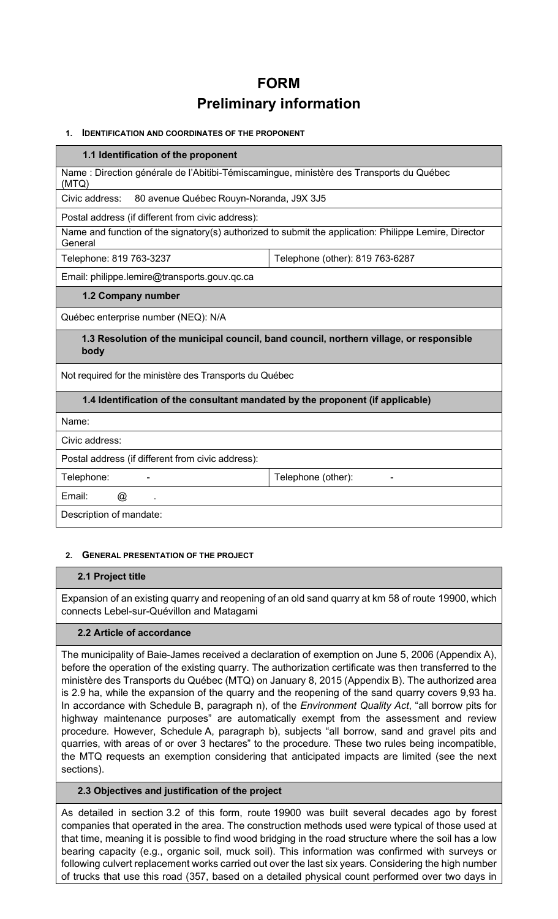# FORM

# Preliminary information

## 1. Identification and coordinates of the proponent

### 1.1 Identification of the proponent

Name : Direction générale de l'Abitibi-Témiscamingue, ministère des Transports du Québec (MTQ)

Civic address: 80 avenue Québec Rouyn-Noranda, J9X 3J5

Postal address (if different from civic address):

Name and function of the signatory(s) authorized to submit the application: Philippe Lemire, Director General

| Telephone: 819 763-3237 | Telephone (other): 819 763-6287 |
|---|---|

Email: philippe.lemire@transports.gouv.qc.ca

### 1.2 Company number

Québec enterprise number (NEQ): N/A

### 1.3 Resolution of the municipal council, band council, northern village, or responsible body

Not required for the ministère des Transports du Québec

### 1.4 Identification of the consultant mandated by the proponent (if applicable)

Name:

Civic address:

Postal address (if different from civic address):

| Telephone: - | Telephone (other): - |
|---|---|

Email: @ .

Description of mandate:

## 2. General presentation of the project

### 2.1 Project title

Expansion of an existing quarry and reopening of an old sand quarry at km 58 of route 19900, which connects Lebel-sur-Quévillon and Matagami

### 2.2 Article of accordance

The municipality of Baie-James received a declaration of exemption on June 5, 2006 (Appendix A), before the operation of the existing quarry. The authorization certificate was then transferred to the ministère des Transports du Québec (MTQ) on January 8, 2015 (Appendix B). The authorized area is 2.9 ha, while the expansion of the quarry and the reopening of the sand quarry covers 9,93 ha. In accordance with Schedule B, paragraph n), of the *Environment Quality Act*, "all borrow pits for highway maintenance purposes" are automatically exempt from the assessment and review procedure. However, Schedule A, paragraph b), subjects "all borrow, sand and gravel pits and quarries, with areas of or over 3 hectares" to the procedure. These two rules being incompatible, the MTQ requests an exemption considering that anticipated impacts are limited (see the next sections).

### 2.3 Objectives and justification of the project

As detailed in section 3.2 of this form, route 19900 was built several decades ago by forest companies that operated in the area. The construction methods used were typical of those used at that time, meaning it is possible to find wood bridging in the road structure where the soil has a low bearing capacity (e.g., organic soil, muck soil). This information was confirmed with surveys or following culvert replacement works carried out over the last six years. Considering the high number of trucks that use this road (357, based on a detailed physical count performed over two days in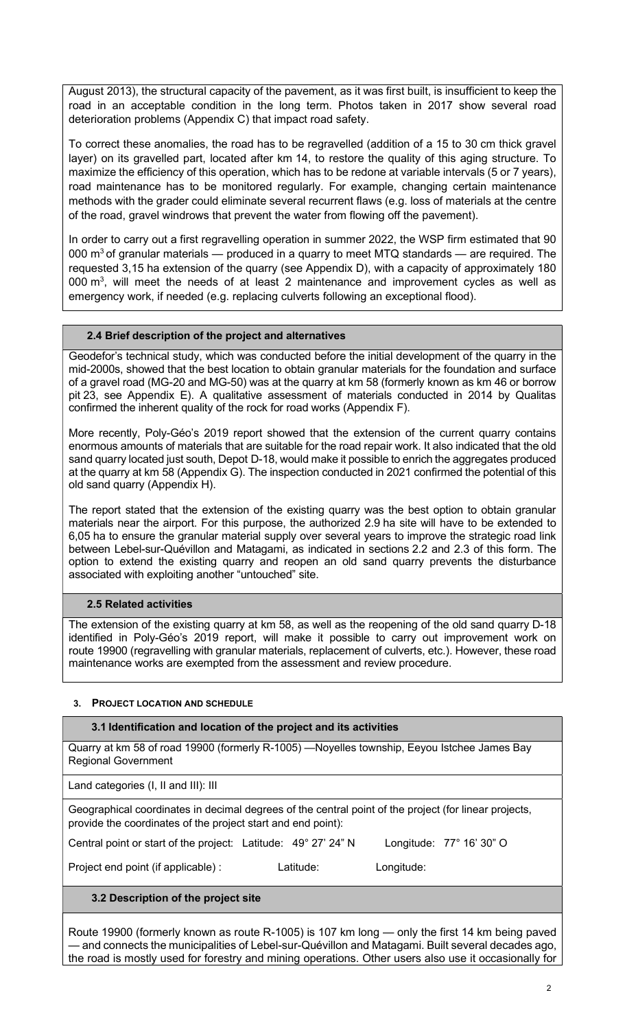August 2013), the structural capacity of the pavement, as it was first built, is insufficient to keep the road in an acceptable condition in the long term. Photos taken in 2017 show several road deterioration problems (Appendix C) that impact road safety.

To correct these anomalies, the road has to be regravelled (addition of a 15 to 30 cm thick gravel layer) on its gravelled part, located after km 14, to restore the quality of this aging structure. To maximize the efficiency of this operation, which has to be redone at variable intervals (5 or 7 years), road maintenance has to be monitored regularly. For example, changing certain maintenance methods with the grader could eliminate several recurrent flaws (e.g. loss of materials at the centre of the road, gravel windrows that prevent the water from flowing off the pavement).

In order to carry out a first regravelling operation in summer 2022, the WSP firm estimated that 90 000 $m^3$ of granular materials — produced in a quarry to meet MTQ standards — are required. The requested 3,15 ha extension of the quarry (see Appendix D), with a capacity of approximately 180 000 $m^3$, will meet the needs of at least 2 maintenance and improvement cycles as well as emergency work, if needed (e.g. replacing culverts following an exceptional flood).

### 2.4 Brief description of the project and alternatives

Geodefor's technical study, which was conducted before the initial development of the quarry in the mid-2000s, showed that the best location to obtain granular materials for the foundation and surface of a gravel road (MG-20 and MG-50) was at the quarry at km 58 (formerly known as km 46 or borrow pit 23, see Appendix E). A qualitative assessment of materials conducted in 2014 by Qualitas confirmed the inherent quality of the rock for road works (Appendix F).

More recently, Poly-Géo's 2019 report showed that the extension of the current quarry contains enormous amounts of materials that are suitable for the road repair work. It also indicated that the old sand quarry located just south, Depot D-18, would make it possible to enrich the aggregates produced at the quarry at km 58 (Appendix G). The inspection conducted in 2021 confirmed the potential of this old sand quarry (Appendix H).

The report stated that the extension of the existing quarry was the best option to obtain granular materials near the airport. For this purpose, the authorized 2.9 ha site will have to be extended to 6,05 ha to ensure the granular material supply over several years to improve the strategic road link between Lebel-sur-Quévillon and Matagami, as indicated in sections 2.2 and 2.3 of this form. The option to extend the existing quarry and reopen an old sand quarry prevents the disturbance associated with exploiting another "untouched" site.

### 2.5 Related activities

The extension of the existing quarry at km 58, as well as the reopening of the old sand quarry D-18 identified in Poly-Géo's 2019 report, will make it possible to carry out improvement work on route 19900 (regravelling with granular materials, replacement of culverts, etc.). However, these road maintenance works are exempted from the assessment and review procedure.

## 3. PROJECT LOCATION AND SCHEDULE

### 3.1 Identification and location of the project and its activities

Quarry at km 58 of road 19900 (formerly R-1005) —Noyelles township, Eeyou Istchee James Bay Regional Government

Land categories (I, II and III): III

Geographical coordinates in decimal degrees of the central point of the project (for linear projects, provide the coordinates of the project start and end point):

Central point or start of the project: Latitude: 49° 27' 24" N Longitude: 77° 16' 30" O

Project end point (if applicable) : Latitude: Longitude:

### 3.2 Description of the project site

Route 19900 (formerly known as route R-1005) is 107 km long — only the first 14 km being paved — and connects the municipalities of Lebel-sur-Quévillon and Matagami. Built several decades ago, the road is mostly used for forestry and mining operations. Other users also use it occasionally for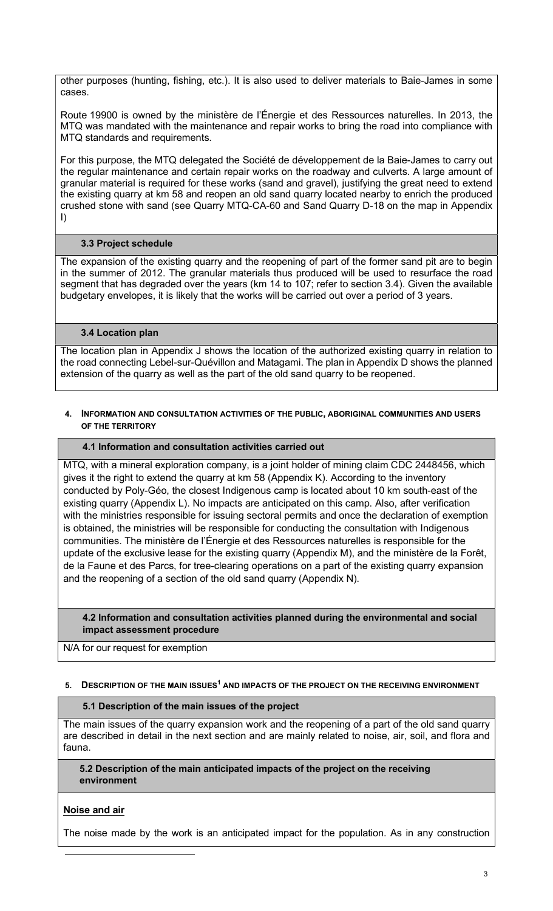other purposes (hunting, fishing, etc.). It is also used to deliver materials to Baie-James in some cases.

Route 19900 is owned by the ministère de l'Énergie et des Ressources naturelles. In 2013, the MTQ was mandated with the maintenance and repair works to bring the road into compliance with MTQ standards and requirements.

For this purpose, the MTQ delegated the Société de développement de la Baie-James to carry out the regular maintenance and certain repair works on the roadway and culverts. A large amount of granular material is required for these works (sand and gravel), justifying the great need to extend the existing quarry at km 58 and reopen an old sand quarry located nearby to enrich the produced crushed stone with sand (see Quarry MTQ-CA-60 and Sand Quarry D-18 on the map in Appendix I)

### 3.3 Project schedule

The expansion of the existing quarry and the reopening of part of the former sand pit are to begin in the summer of 2012. The granular materials thus produced will be used to resurface the road segment that has degraded over the years (km 14 to 107; refer to section 3.4). Given the available budgetary envelopes, it is likely that the works will be carried out over a period of 3 years.

### 3.4 Location plan

The location plan in Appendix J shows the location of the authorized existing quarry in relation to the road connecting Lebel-sur-Quévillon and Matagami. The plan in Appendix D shows the planned extension of the quarry as well as the part of the old sand quarry to be reopened.

## 4. Information and consultation activities of the public, Aboriginal communities and users of the territory

### 4.1 Information and consultation activities carried out

MTQ, with a mineral exploration company, is a joint holder of mining claim CDC 2448456, which gives it the right to extend the quarry at km 58 (Appendix K). According to the inventory conducted by Poly-Géo, the closest Indigenous camp is located about 10 km south-east of the existing quarry (Appendix L). No impacts are anticipated on this camp. Also, after verification with the ministries responsible for issuing sectoral permits and once the declaration of exemption is obtained, the ministries will be responsible for conducting the consultation with Indigenous communities. The ministère de l'Énergie et des Ressources naturelles is responsible for the update of the exclusive lease for the existing quarry (Appendix M), and the ministère de la Forêt, de la Faune et des Parcs, for tree-clearing operations on a part of the existing quarry expansion and the reopening of a section of the old sand quarry (Appendix N).

### 4.2 Information and consultation activities planned during the environmental and social impact assessment procedure

N/A for our request for exemption

## 5. Description of the main issues[1] and impacts of the project on the receiving environment

### 5.1 Description of the main issues of the project

The main issues of the quarry expansion work and the reopening of a part of the old sand quarry are described in detail in the next section and are mainly related to noise, air, soil, and flora and fauna.

### 5.2 Description of the main anticipated impacts of the project on the receiving environment

**Noise and air**

The noise made by the work is an anticipated impact for the population. As in any construction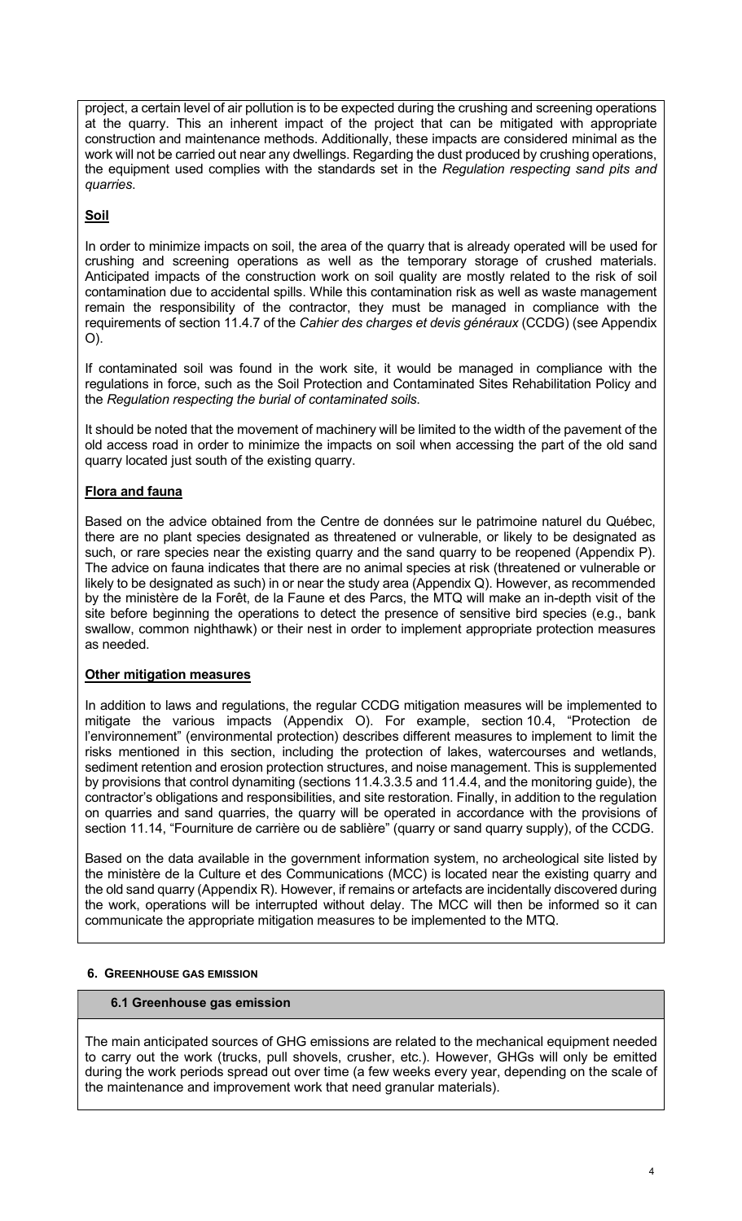project, a certain level of air pollution is to be expected during the crushing and screening operations at the quarry. This an inherent impact of the project that can be mitigated with appropriate construction and maintenance methods. Additionally, these impacts are considered minimal as the work will not be carried out near any dwellings. Regarding the dust produced by crushing operations, the equipment used complies with the standards set in the *Regulation respecting sand pits and quarries*.

**Soil**

In order to minimize impacts on soil, the area of the quarry that is already operated will be used for crushing and screening operations as well as the temporary storage of crushed materials. Anticipated impacts of the construction work on soil quality are mostly related to the risk of soil contamination due to accidental spills. While this contamination risk as well as waste management remain the responsibility of the contractor, they must be managed in compliance with the requirements of section 11.4.7 of the *Cahier des charges et devis généraux* (CCDG) (see Appendix O).

If contaminated soil was found in the work site, it would be managed in compliance with the regulations in force, such as the Soil Protection and Contaminated Sites Rehabilitation Policy and the *Regulation respecting the burial of contaminated soils*.

It should be noted that the movement of machinery will be limited to the width of the pavement of the old access road in order to minimize the impacts on soil when accessing the part of the old sand quarry located just south of the existing quarry.

**Flora and fauna**

Based on the advice obtained from the Centre de données sur le patrimoine naturel du Québec, there are no plant species designated as threatened or vulnerable, or likely to be designated as such, or rare species near the existing quarry and the sand quarry to be reopened (Appendix P). The advice on fauna indicates that there are no animal species at risk (threatened or vulnerable or likely to be designated as such) in or near the study area (Appendix Q). However, as recommended by the ministère de la Forêt, de la Faune et des Parcs, the MTQ will make an in-depth visit of the site before beginning the operations to detect the presence of sensitive bird species (e.g., bank swallow, common nighthawk) or their nest in order to implement appropriate protection measures as needed.

**Other mitigation measures**

In addition to laws and regulations, the regular CCDG mitigation measures will be implemented to mitigate the various impacts (Appendix O). For example, section 10.4, "Protection de l'environnement" (environmental protection) describes different measures to implement to limit the risks mentioned in this section, including the protection of lakes, watercourses and wetlands, sediment retention and erosion protection structures, and noise management. This is supplemented by provisions that control dynamiting (sections 11.4.3.3.5 and 11.4.4, and the monitoring guide), the contractor's obligations and responsibilities, and site restoration. Finally, in addition to the regulation on quarries and sand quarries, the quarry will be operated in accordance with the provisions of section 11.14, "Fourniture de carrière ou de sablière" (quarry or sand quarry supply), of the CCDG.

Based on the data available in the government information system, no archeological site listed by the ministère de la Culture et des Communications (MCC) is located near the existing quarry and the old sand quarry (Appendix R). However, if remains or artefacts are incidentally discovered during the work, operations will be interrupted without delay. The MCC will then be informed so it can communicate the appropriate mitigation measures to be implemented to the MTQ.

## 6. Greenhouse gas emission

### 6.1 Greenhouse gas emission

The main anticipated sources of GHG emissions are related to the mechanical equipment needed to carry out the work (trucks, pull shovels, crusher, etc.). However, GHGs will only be emitted during the work periods spread out over time (a few weeks every year, depending on the scale of the maintenance and improvement work that need granular materials).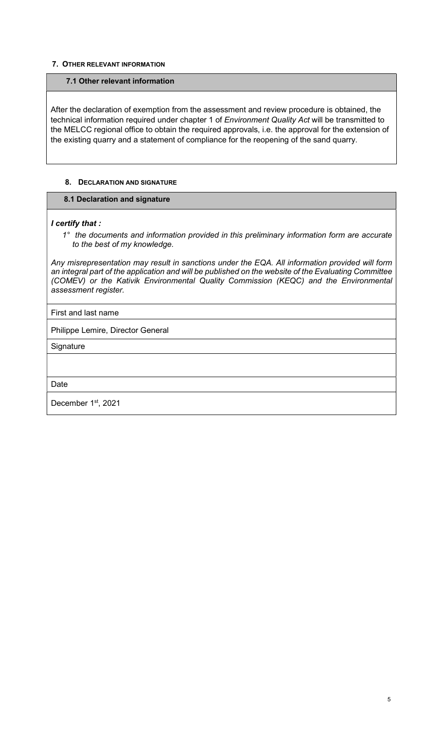## 7. Other relevant information

### 7.1 Other relevant information

After the declaration of exemption from the assessment and review procedure is obtained, the technical information required under chapter 1 of *Environment Quality Act* will be transmitted to the MELCC regional office to obtain the required approvals, i.e. the approval for the extension of the existing quarry and a statement of compliance for the reopening of the sand quarry.

## 8. Declaration and signature

### 8.1 Declaration and signature

***I certify that :***

*1° the documents and information provided in this preliminary information form are accurate to the best of my knowledge.*

*Any misrepresentation may result in sanctions under the EQA. All information provided will form an integral part of the application and will be published on the website of the Evaluating Committee (COMEV) or the Kativik Environmental Quality Commission (KEQC) and the Environmental assessment register.*

| |
|---|
| First and last name |
| Philippe Lemire, Director General |
| Signature |
| |
| Date |
| December 1st, 2021 |